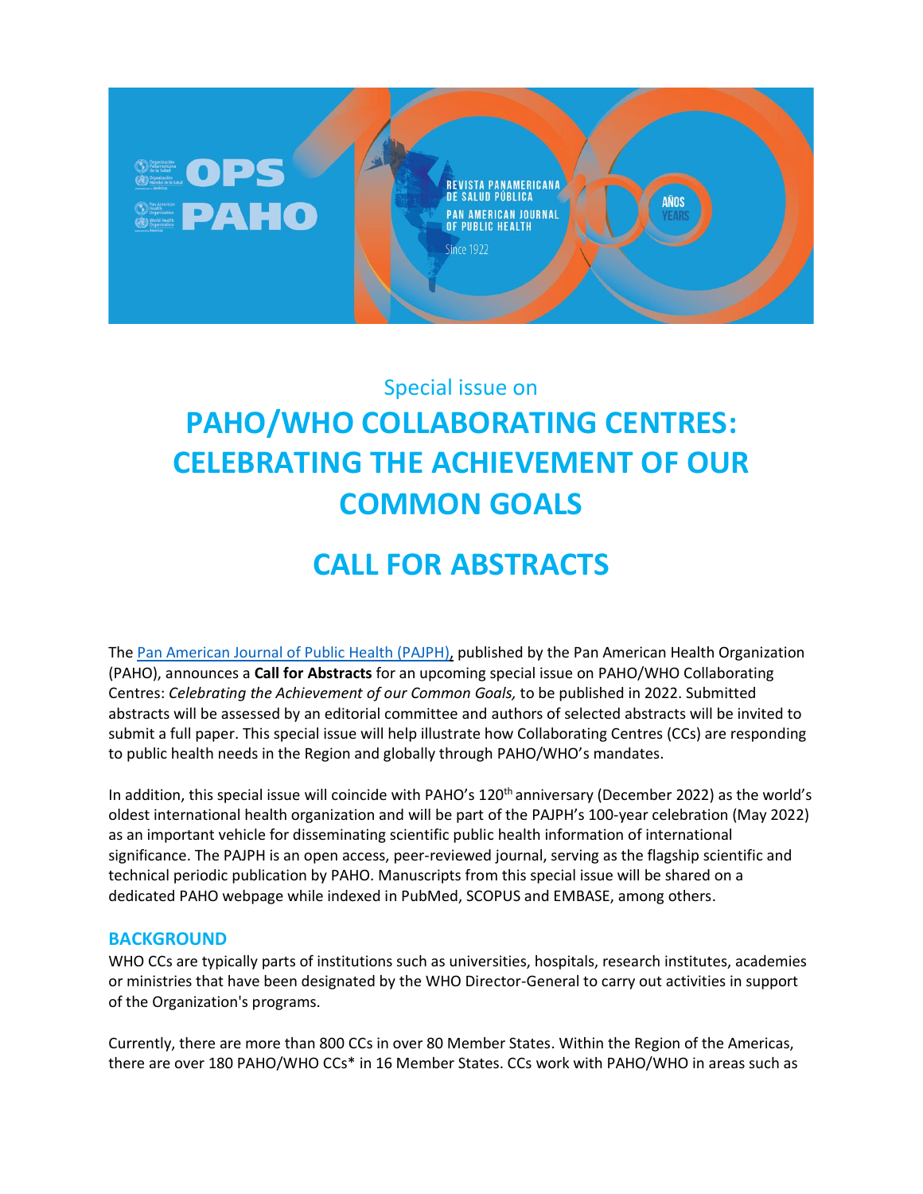Special issue on

# PAHO/WHO COLLABORATING CENTRES: CELEBRATING THE ACHIEVEMENT OF OUR COMMON GOALS

# CALL FOR ABSTRACTS

The Pan American Journal of Public Health (PAJPH), published by the Pan American Health Organization (PAHO), announces a **Call for Abstracts** for an upcoming special issue on PAHO/WHO Collaborating Centres: *Celebrating the Achievement of our Common Goals,* to be published in 2022. Submitted abstracts will be assessed by an editorial committee and authors of selected abstracts will be invited to submit a full paper. This special issue will help illustrate how Collaborating Centres (CCs) are responding to public health needs in the Region and globally through PAHO/WHO's mandates.

In addition, this special issue will coincide with PAHO's 120th anniversary (December 2022) as the world's oldest international health organization and will be part of the PAJPH's 100-year celebration (May 2022) as an important vehicle for disseminating scientific public health information of international significance. The PAJPH is an open access, peer-reviewed journal, serving as the flagship scientific and technical periodic publication by PAHO. Manuscripts from this special issue will be shared on a dedicated PAHO webpage while indexed in PubMed, SCOPUS and EMBASE, among others.

## BACKGROUND

WHO CCs are typically parts of institutions such as universities, hospitals, research institutes, academies or ministries that have been designated by the WHO Director-General to carry out activities in support of the Organization's programs.

Currently, there are more than 800 CCs in over 80 Member States. Within the Region of the Americas, there are over 180 PAHO/WHO CCs* in 16 Member States. CCs work with PAHO/WHO in areas such as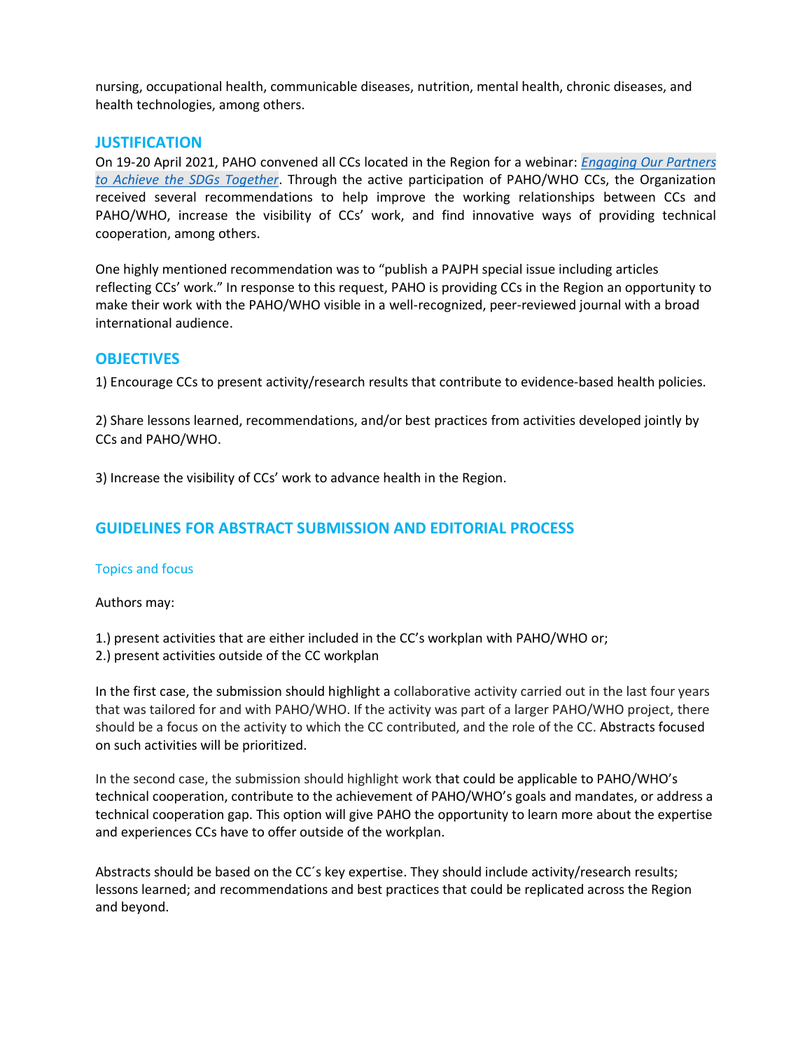nursing, occupational health, communicable diseases, nutrition, mental health, chronic diseases, and health technologies, among others.

## JUSTIFICATION

On 19-20 April 2021, PAHO convened all CCs located in the Region for a webinar: *Engaging Our Partners to Achieve the SDGs Together*. Through the active participation of PAHO/WHO CCs, the Organization received several recommendations to help improve the working relationships between CCs and PAHO/WHO, increase the visibility of CCs' work, and find innovative ways of providing technical cooperation, among others.

One highly mentioned recommendation was to "publish a PAJPH special issue including articles reflecting CCs' work." In response to this request, PAHO is providing CCs in the Region an opportunity to make their work with the PAHO/WHO visible in a well-recognized, peer-reviewed journal with a broad international audience.

## OBJECTIVES

1) Encourage CCs to present activity/research results that contribute to evidence-based health policies.

2) Share lessons learned, recommendations, and/or best practices from activities developed jointly by CCs and PAHO/WHO.

3) Increase the visibility of CCs' work to advance health in the Region.

## GUIDELINES FOR ABSTRACT SUBMISSION AND EDITORIAL PROCESS

### Topics and focus

Authors may:

1.) present activities that are either included in the CC's workplan with PAHO/WHO or;
2.) present activities outside of the CC workplan

In the first case, the submission should highlight a collaborative activity carried out in the last four years that was tailored for and with PAHO/WHO. If the activity was part of a larger PAHO/WHO project, there should be a focus on the activity to which the CC contributed, and the role of the CC. Abstracts focused on such activities will be prioritized.

In the second case, the submission should highlight work that could be applicable to PAHO/WHO's technical cooperation, contribute to the achievement of PAHO/WHO's goals and mandates, or address a technical cooperation gap. This option will give PAHO the opportunity to learn more about the expertise and experiences CCs have to offer outside of the workplan.

Abstracts should be based on the CC´s key expertise. They should include activity/research results; lessons learned; and recommendations and best practices that could be replicated across the Region and beyond.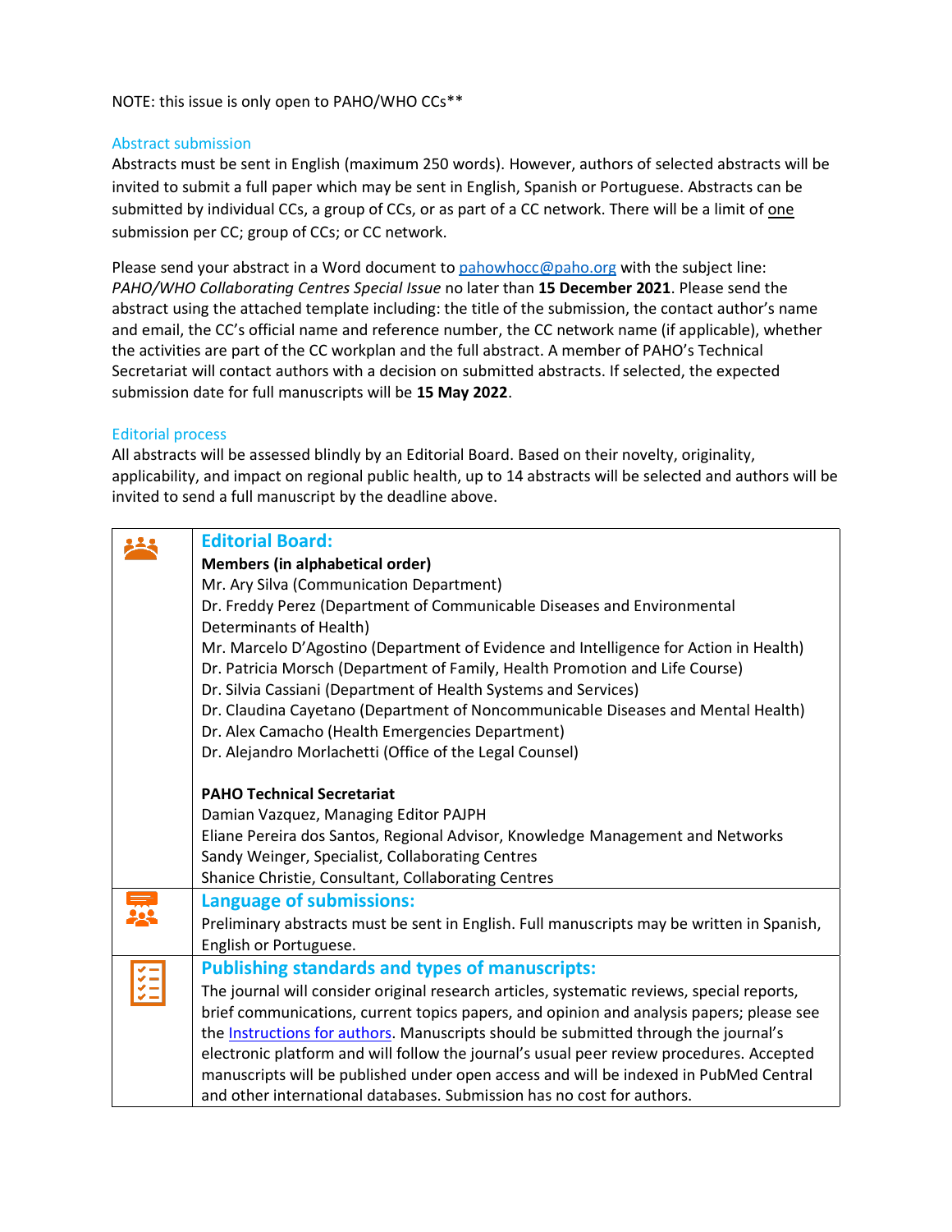NOTE: this issue is only open to PAHO/WHO CCs**

## Abstract submission

Abstracts must be sent in English (maximum 250 words). However, authors of selected abstracts will be invited to submit a full paper which may be sent in English, Spanish or Portuguese. Abstracts can be submitted by individual CCs, a group of CCs, or as part of a CC network. There will be a limit of one submission per CC; group of CCs; or CC network.

Please send your abstract in a Word document to pahowhocc@paho.org with the subject line: *PAHO/WHO Collaborating Centres Special Issue* no later than **15 December 2021**. Please send the abstract using the attached template including: the title of the submission, the contact author's name and email, the CC's official name and reference number, the CC network name (if applicable), whether the activities are part of the CC workplan and the full abstract. A member of PAHO's Technical Secretariat will contact authors with a decision on submitted abstracts. If selected, the expected submission date for full manuscripts will be **15 May 2022**.

## Editorial process

All abstracts will be assessed blindly by an Editorial Board. Based on their novelty, originality, applicability, and impact on regional public health, up to 14 abstracts will be selected and authors will be invited to send a full manuscript by the deadline above.

### Editorial Board:

**Members (in alphabetical order)**

Mr. Ary Silva (Communication Department)
Dr. Freddy Perez (Department of Communicable Diseases and Environmental Determinants of Health)
Mr. Marcelo D'Agostino (Department of Evidence and Intelligence for Action in Health)
Dr. Patricia Morsch (Department of Family, Health Promotion and Life Course)
Dr. Silvia Cassiani (Department of Health Systems and Services)
Dr. Claudina Cayetano (Department of Noncommunicable Diseases and Mental Health)
Dr. Alex Camacho (Health Emergencies Department)
Dr. Alejandro Morlachetti (Office of the Legal Counsel)

**PAHO Technical Secretariat**

Damian Vazquez, Managing Editor PAJPH
Eliane Pereira dos Santos, Regional Advisor, Knowledge Management and Networks
Sandy Weinger, Specialist, Collaborating Centres
Shanice Christie, Consultant, Collaborating Centres

### Language of submissions:

Preliminary abstracts must be sent in English. Full manuscripts may be written in Spanish, English or Portuguese.

### Publishing standards and types of manuscripts:

The journal will consider original research articles, systematic reviews, special reports, brief communications, current topics papers, and opinion and analysis papers; please see the Instructions for authors. Manuscripts should be submitted through the journal's electronic platform and will follow the journal's usual peer review procedures. Accepted manuscripts will be published under open access and will be indexed in PubMed Central and other international databases. Submission has no cost for authors.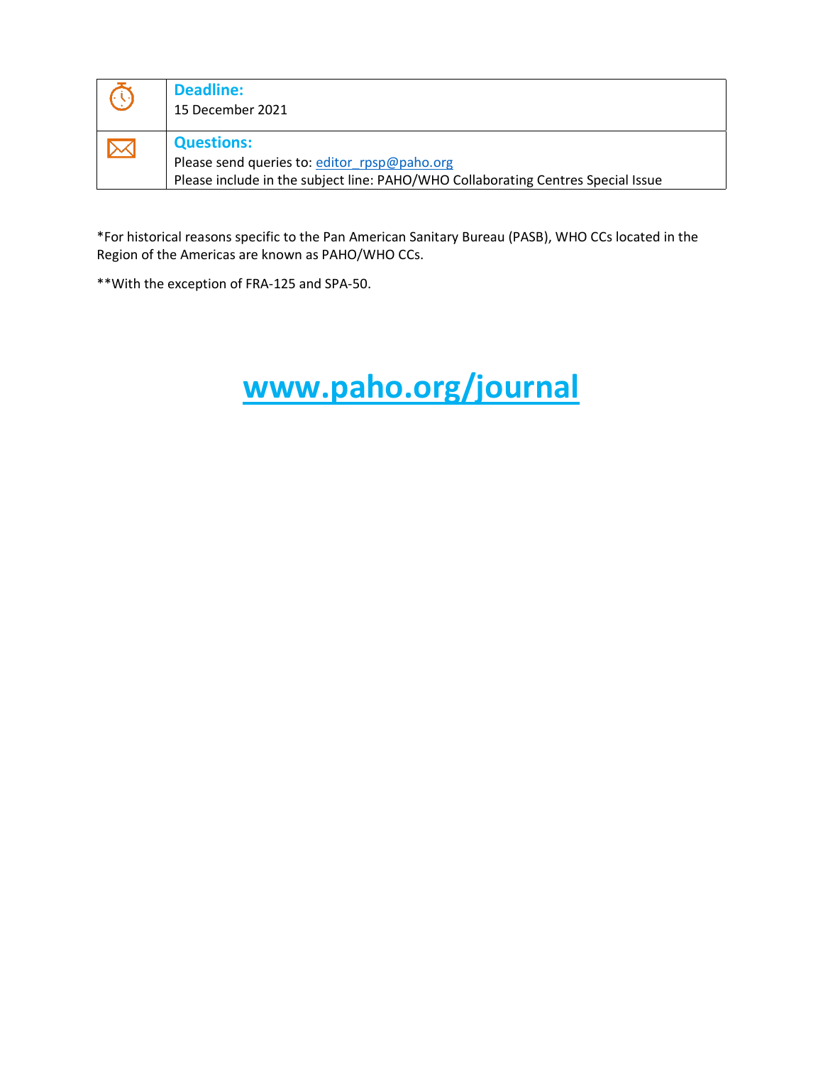| | |
|---|---|
| | **Deadline:**<br>15 December 2021 |
| | **Questions:**<br>Please send queries to: editor_rpsp@paho.org<br>Please include in the subject line: PAHO/WHO Collaborating Centres Special Issue |

*For historical reasons specific to the Pan American Sanitary Bureau (PASB), WHO CCs located in the Region of the Americas are known as PAHO/WHO CCs.

**With the exception of FRA-125 and SPA-50.

# www.paho.org/journal